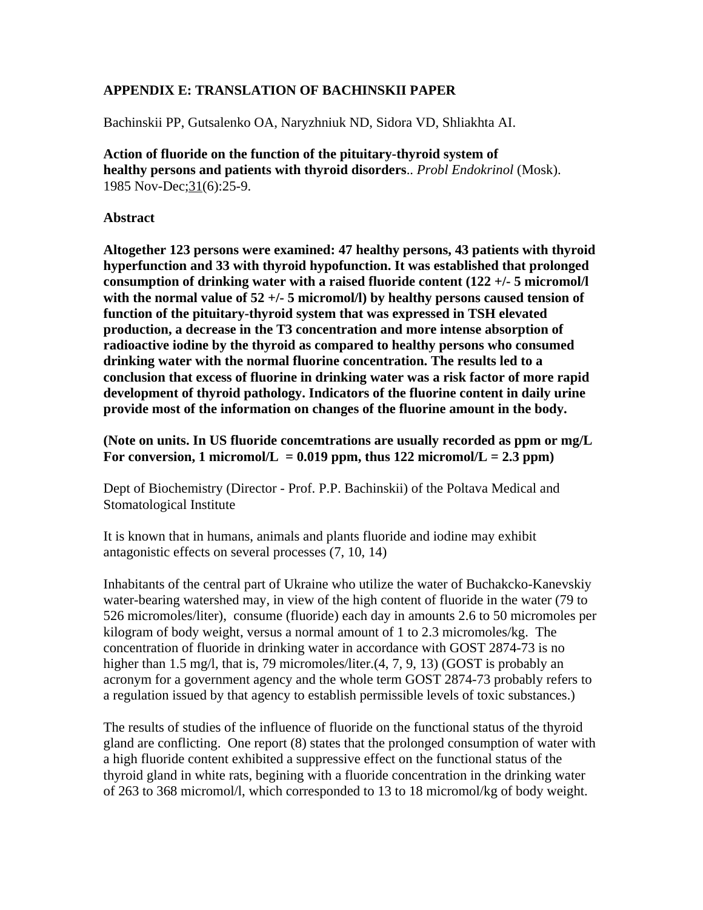**APPENDIX E: TRANSLATION OF BACHINSKII PAPER**

Bachinskii PP, Gutsalenko OA, Naryzhniuk ND, Sidora VD, Shliakhta AI.

**Action of fluoride on the function of the pituitary-thyroid system of healthy persons and patients with thyroid disorders**.. *Probl Endokrinol* (Mosk). 1985 Nov-Dec;31(6):25-9.

**Abstract**

**Altogether 123 persons were examined: 47 healthy persons, 43 patients with thyroid hyperfunction and 33 with thyroid hypofunction. It was established that prolonged consumption of drinking water with a raised fluoride content (122 +/- 5 micromol/l with the normal value of 52 +/- 5 micromol/l) by healthy persons caused tension of function of the pituitary-thyroid system that was expressed in TSH elevated production, a decrease in the T3 concentration and more intense absorption of radioactive iodine by the thyroid as compared to healthy persons who consumed drinking water with the normal fluorine concentration. The results led to a conclusion that excess of fluorine in drinking water was a risk factor of more rapid development of thyroid pathology. Indicators of the fluorine content in daily urine provide most of the information on changes of the fluorine amount in the body.**

**(Note on units. In US fluoride concemtrations are usually recorded as ppm or mg/L For conversion, 1 micromol/L = 0.019 ppm, thus 122 micromol/L = 2.3 ppm)**

Dept of Biochemistry (Director - Prof. P.P. Bachinskii) of the Poltava Medical and Stomatological Institute

It is known that in humans, animals and plants fluoride and iodine may exhibit antagonistic effects on several processes (7, 10, 14)

Inhabitants of the central part of Ukraine who utilize the water of Buchakcko-Kanevskiy water-bearing watershed may, in view of the high content of fluoride in the water (79 to 526 micromoles/liter), consume (fluoride) each day in amounts 2.6 to 50 micromoles per kilogram of body weight, versus a normal amount of 1 to 2.3 micromoles/kg. The concentration of fluoride in drinking water in accordance with GOST 2874-73 is no higher than 1.5 mg/l, that is, 79 micromoles/liter.(4, 7, 9, 13) (GOST is probably an acronym for a government agency and the whole term GOST 2874-73 probably refers to a regulation issued by that agency to establish permissible levels of toxic substances.)

The results of studies of the influence of fluoride on the functional status of the thyroid gland are conflicting. One report (8) states that the prolonged consumption of water with a high fluoride content exhibited a suppressive effect on the functional status of the thyroid gland in white rats, begining with a fluoride concentration in the drinking water of 263 to 368 micromol/l, which corresponded to 13 to 18 micromol/kg of body weight.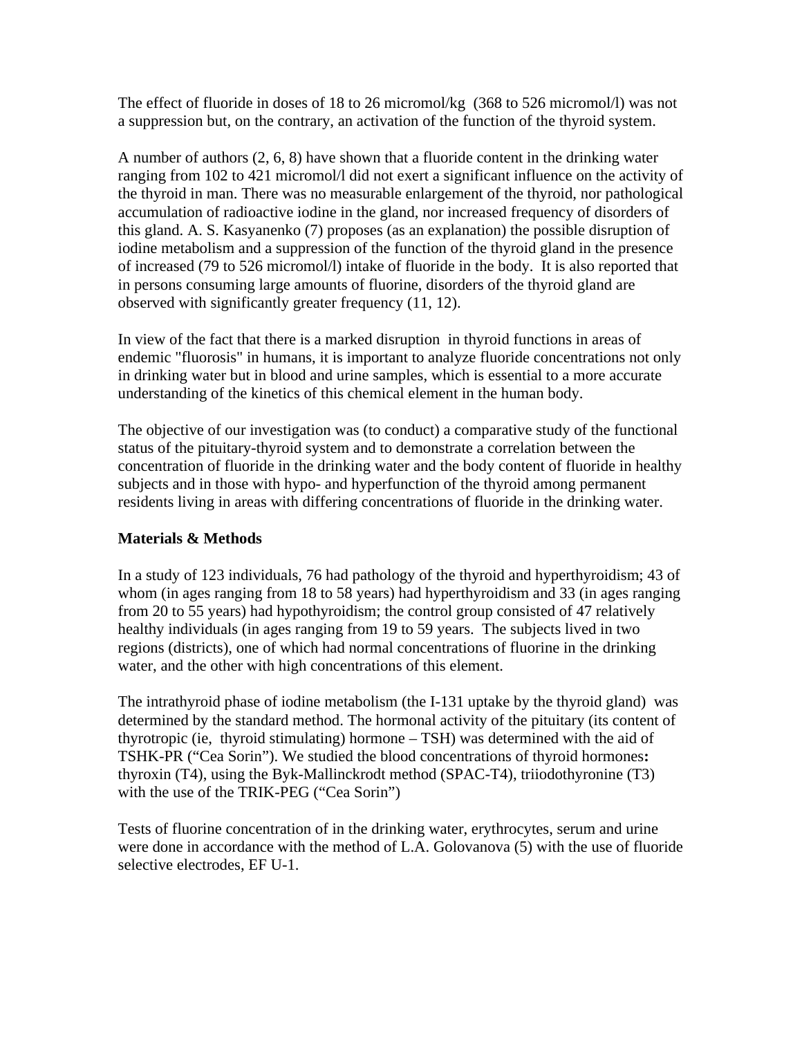The effect of fluoride in doses of 18 to 26 micromol/kg (368 to 526 micromol/l) was not a suppression but, on the contrary, an activation of the function of the thyroid system.

A number of authors (2, 6, 8) have shown that a fluoride content in the drinking water ranging from 102 to 421 micromol/l did not exert a significant influence on the activity of the thyroid in man. There was no measurable enlargement of the thyroid, nor pathological accumulation of radioactive iodine in the gland, nor increased frequency of disorders of this gland. A. S. Kasyanenko (7) proposes (as an explanation) the possible disruption of iodine metabolism and a suppression of the function of the thyroid gland in the presence of increased (79 to 526 micromol/l) intake of fluoride in the body. It is also reported that in persons consuming large amounts of fluorine, disorders of the thyroid gland are observed with significantly greater frequency (11, 12).

In view of the fact that there is a marked disruption in thyroid functions in areas of endemic "fluorosis" in humans, it is important to analyze fluoride concentrations not only in drinking water but in blood and urine samples, which is essential to a more accurate understanding of the kinetics of this chemical element in the human body.

The objective of our investigation was (to conduct) a comparative study of the functional status of the pituitary-thyroid system and to demonstrate a correlation between the concentration of fluoride in the drinking water and the body content of fluoride in healthy subjects and in those with hypo- and hyperfunction of the thyroid among permanent residents living in areas with differing concentrations of fluoride in the drinking water.

**Materials & Methods**

In a study of 123 individuals, 76 had pathology of the thyroid and hyperthyroidism; 43 of whom (in ages ranging from 18 to 58 years) had hyperthyroidism and 33 (in ages ranging from 20 to 55 years) had hypothyroidism; the control group consisted of 47 relatively healthy individuals (in ages ranging from 19 to 59 years. The subjects lived in two regions (districts), one of which had normal concentrations of fluorine in the drinking water, and the other with high concentrations of this element.

The intrathyroid phase of iodine metabolism (the I-131 uptake by the thyroid gland) was determined by the standard method. The hormonal activity of the pituitary (its content of thyrotropic (ie, thyroid stimulating) hormone – TSH) was determined with the aid of TSHK-PR ("Cea Sorin"). We studied the blood concentrations of thyroid hormones**:** thyroxin (T4), using the Byk-Mallinckrodt method (SPAC-T4), triiodothyronine (T3) with the use of the TRIK-PEG ("Cea Sorin")

Tests of fluorine concentration of in the drinking water, erythrocytes, serum and urine were done in accordance with the method of L.A. Golovanova (5) with the use of fluoride selective electrodes, EF U-1.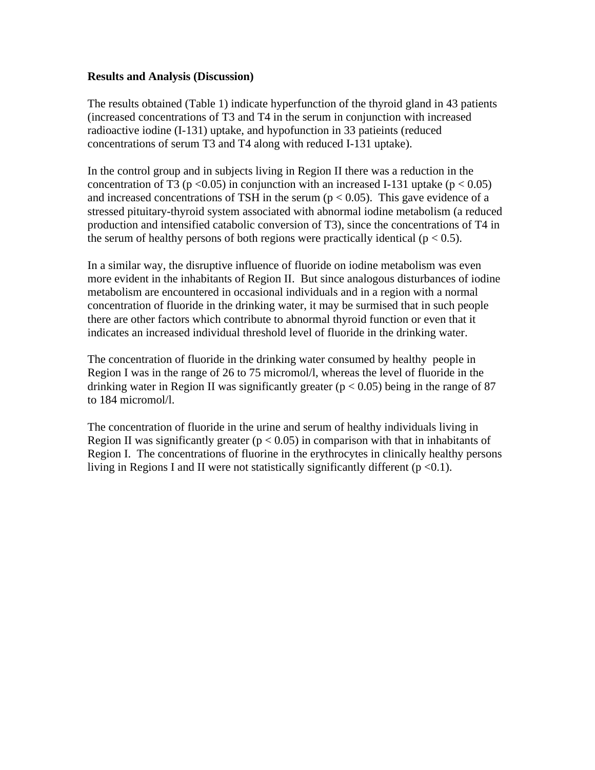**Results and Analysis (Discussion)**

The results obtained (Table 1) indicate hyperfunction of the thyroid gland in 43 patients (increased concentrations of T3 and T4 in the serum in conjunction with increased radioactive iodine (I-131) uptake, and hypofunction in 33 patieints (reduced concentrations of serum T3 and T4 along with reduced I-131 uptake).

In the control group and in subjects living in Region II there was a reduction in the concentration of T3 ($p < 0.05$) in conjunction with an increased I-131 uptake ($p < 0.05$) and increased concentrations of TSH in the serum ($p < 0.05$). This gave evidence of a stressed pituitary-thyroid system associated with abnormal iodine metabolism (a reduced production and intensified catabolic conversion of T3), since the concentrations of T4 in the serum of healthy persons of both regions were practically identical ($p < 0.5$).

In a similar way, the disruptive influence of fluoride on iodine metabolism was even more evident in the inhabitants of Region II. But since analogous disturbances of iodine metabolism are encountered in occasional individuals and in a region with a normal concentration of fluoride in the drinking water, it may be surmised that in such people there are other factors which contribute to abnormal thyroid function or even that it indicates an increased individual threshold level of fluoride in the drinking water.

The concentration of fluoride in the drinking water consumed by healthy people in Region I was in the range of 26 to 75 micromol/l, whereas the level of fluoride in the drinking water in Region II was significantly greater ($p < 0.05$) being in the range of 87 to 184 micromol/l.

The concentration of fluoride in the urine and serum of healthy individuals living in Region II was significantly greater ($p < 0.05$) in comparison with that in inhabitants of Region I. The concentrations of fluorine in the erythrocytes in clinically healthy persons living in Regions I and II were not statistically significantly different ($p < 0.1$).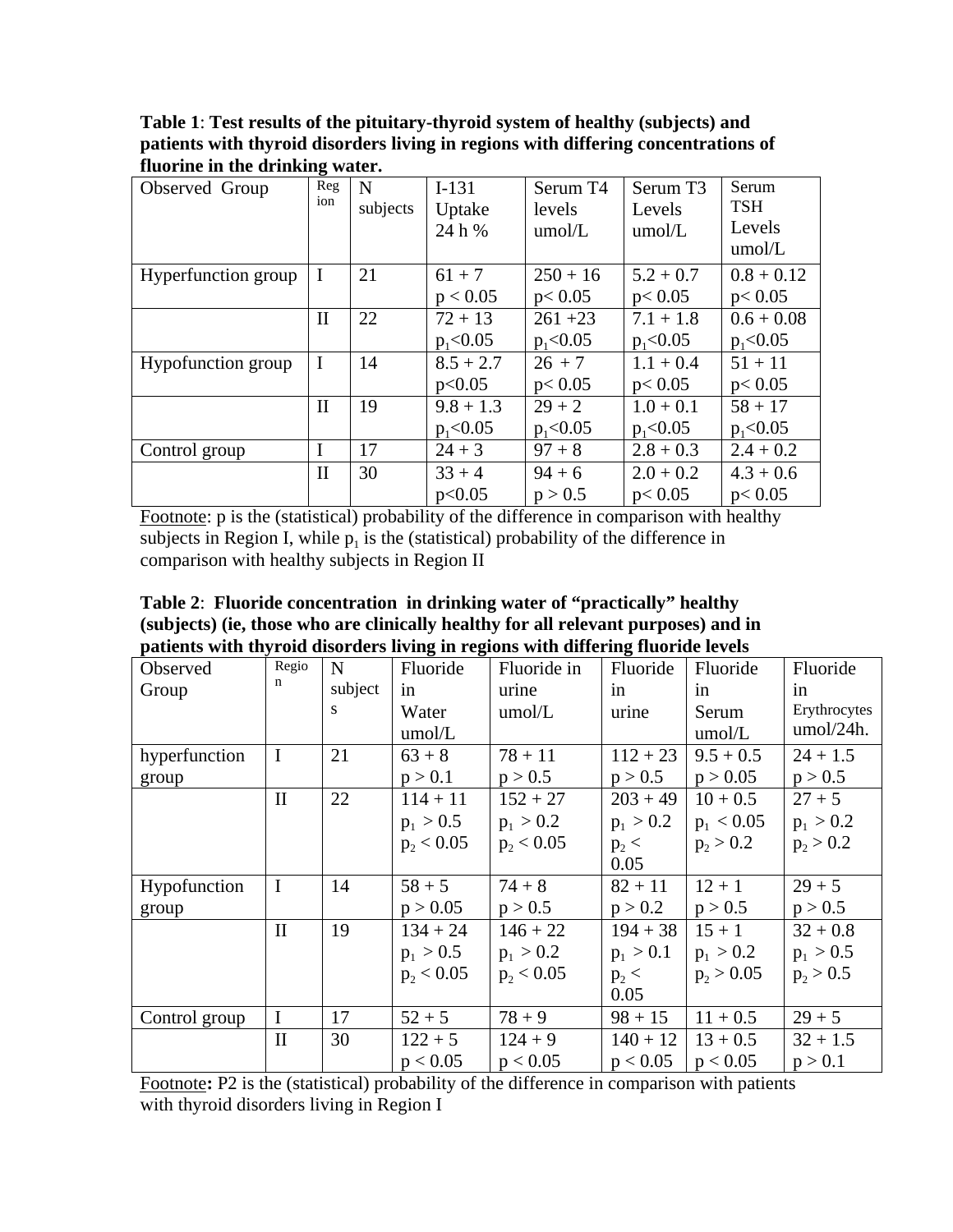**Table 1**: **Test results of the pituitary-thyroid system of healthy (subjects) and patients with thyroid disorders living in regions with differing concentrations of fluorine in the drinking water.**

| Observed Group | Region | N subjects | I-131 Uptake 24 h % | Serum T4 levels umol/L | Serum T3 Levels umol/L | Serum TSH Levels umol/L |
|---|---|---|---|---|---|---|
| Hyperfunction group | I | 21 | 61 + 7 $p < 0.05$ | 250 + 16 $p < 0.05$ | 5.2 + 0.7 $p < 0.05$ | 0.8 + 0.12 $p < 0.05$ |
| | II | 22 | 72 + 13 $p_1 < 0.05$ | 261 +23 $p_1 < 0.05$ | 7.1 + 1.8 $p_1 < 0.05$ | 0.6 + 0.08 $p_1 < 0.05$ |
| Hypofunction group | I | 14 | 8.5 + 2.7 $p < 0.05$ | 26 + 7 $p < 0.05$ | 1.1 + 0.4 $p < 0.05$ | 51 + 11 $p < 0.05$ |
| | II | 19 | 9.8 + 1.3 $p_1 < 0.05$ | 29 + 2 $p_1 < 0.05$ | 1.0 + 0.1 $p_1 < 0.05$ | 58 + 17 $p_1 < 0.05$ |
| Control group | I | 17 | 24 + 3 | 97 + 8 | 2.8 + 0.3 | 2.4 + 0.2 |
| | II | 30 | 33 + 4 $p < 0.05$ | 94 + 6 $p > 0.5$ | 2.0 + 0.2 $p < 0.05$ | 4.3 + 0.6 $p < 0.05$ |

Footnote: p is the (statistical) probability of the difference in comparison with healthy subjects in Region I, while $p_1$ is the (statistical) probability of the difference in comparison with healthy subjects in Region II

**Table 2**: **Fluoride concentration in drinking water of "practically" healthy (subjects) (ie, those who are clinically healthy for all relevant purposes) and in patients with thyroid disorders living in regions with differing fluoride levels**

| Observed Group | Region | N subjects | Fluoride in Water umol/L | Fluoride in urine umol/L | Fluoride in urine | Fluoride in Serum umol/L | Fluoride in Erythrocytes umol/24h. |
|---|---|---|---|---|---|---|---|
| hyperfunction group | I | 21 | 63 + 8 $p > 0.1$ | 78 + 11 $p > 0.5$ | 112 + 23 $p > 0.5$ | 9.5 + 0.5 $p > 0.05$ | 24 + 1.5 $p > 0.5$ |
| | II | 22 | 114 + 11 $p_1 > 0.5$ $p_2 < 0.05$ | 152 + 27 $p_1 > 0.2$ $p_2 < 0.05$ | 203 + 49 $p_1 > 0.2$ $p_2 < 0.05$ | 10 + 0.5 $p_1 < 0.05$ $p_2 > 0.2$ | 27 + 5 $p_1 > 0.2$ $p_2 > 0.2$ |
| Hypofunction group | I | 14 | 58 + 5 $p > 0.05$ | 74 + 8 $p > 0.5$ | 82 + 11 $p > 0.2$ | 12 + 1 $p > 0.5$ | 29 + 5 $p > 0.5$ |
| | II | 19 | 134 + 24 $p_1 > 0.5$ $p_2 < 0.05$ | 146 + 22 $p_1 > 0.2$ $p_2 < 0.05$ | 194 + 38 $p_1 > 0.1$ $p_2 < 0.05$ | 15 + 1 $p_1 > 0.2$ $p_2 > 0.05$ | 32 + 0.8 $p_1 > 0.5$ $p_2 > 0.5$ |
| Control group | I | 17 | 52 + 5 | 78 + 9 | 98 + 15 | 11 + 0.5 | 29 + 5 |
| | II | 30 | 122 + 5 $p < 0.05$ | 124 + 9 $p < 0.05$ | 140 + 12 $p < 0.05$ | 13 + 0.5 $p < 0.05$ | 32 + 1.5 $p > 0.1$ |

Footnote**:** P2 is the (statistical) probability of the difference in comparison with patients with thyroid disorders living in Region I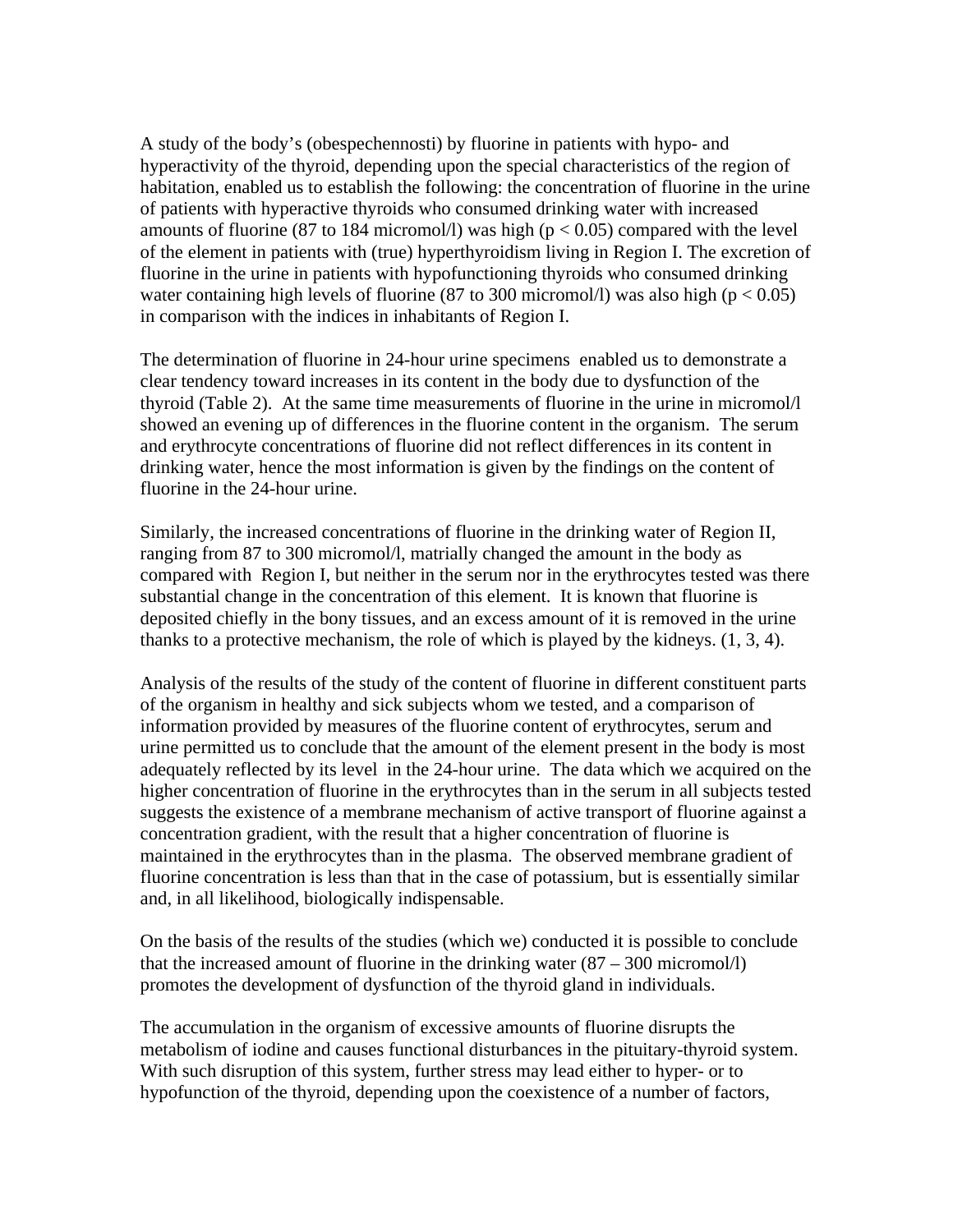A study of the body's (obespechennosti) by fluorine in patients with hypo- and hyperactivity of the thyroid, depending upon the special characteristics of the region of habitation, enabled us to establish the following: the concentration of fluorine in the urine of patients with hyperactive thyroids who consumed drinking water with increased amounts of fluorine (87 to 184 micromol/l) was high ($p < 0.05$) compared with the level of the element in patients with (true) hyperthyroidism living in Region I. The excretion of fluorine in the urine in patients with hypofunctioning thyroids who consumed drinking water containing high levels of fluorine (87 to 300 micromol/l) was also high ($p < 0.05$) in comparison with the indices in inhabitants of Region I.

The determination of fluorine in 24-hour urine specimens enabled us to demonstrate a clear tendency toward increases in its content in the body due to dysfunction of the thyroid (Table 2). At the same time measurements of fluorine in the urine in micromol/l showed an evening up of differences in the fluorine content in the organism. The serum and erythrocyte concentrations of fluorine did not reflect differences in its content in drinking water, hence the most information is given by the findings on the content of fluorine in the 24-hour urine.

Similarly, the increased concentrations of fluorine in the drinking water of Region II, ranging from 87 to 300 micromol/l, matrially changed the amount in the body as compared with Region I, but neither in the serum nor in the erythrocytes tested was there substantial change in the concentration of this element. It is known that fluorine is deposited chiefly in the bony tissues, and an excess amount of it is removed in the urine thanks to a protective mechanism, the role of which is played by the kidneys. (1, 3, 4).

Analysis of the results of the study of the content of fluorine in different constituent parts of the organism in healthy and sick subjects whom we tested, and a comparison of information provided by measures of the fluorine content of erythrocytes, serum and urine permitted us to conclude that the amount of the element present in the body is most adequately reflected by its level in the 24-hour urine. The data which we acquired on the higher concentration of fluorine in the erythrocytes than in the serum in all subjects tested suggests the existence of a membrane mechanism of active transport of fluorine against a concentration gradient, with the result that a higher concentration of fluorine is maintained in the erythrocytes than in the plasma. The observed membrane gradient of fluorine concentration is less than that in the case of potassium, but is essentially similar and, in all likelihood, biologically indispensable.

On the basis of the results of the studies (which we) conducted it is possible to conclude that the increased amount of fluorine in the drinking water (87 – 300 micromol/l) promotes the development of dysfunction of the thyroid gland in individuals.

The accumulation in the organism of excessive amounts of fluorine disrupts the metabolism of iodine and causes functional disturbances in the pituitary-thyroid system. With such disruption of this system, further stress may lead either to hyper- or to hypofunction of the thyroid, depending upon the coexistence of a number of factors,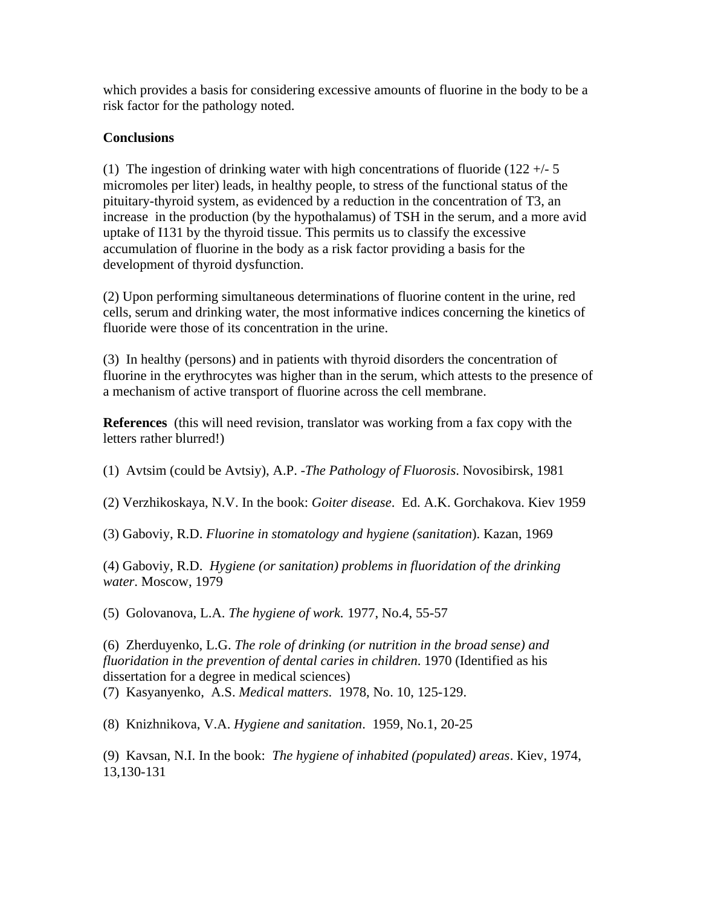which provides a basis for considering excessive amounts of fluorine in the body to be a risk factor for the pathology noted.

**Conclusions**

(1) The ingestion of drinking water with high concentrations of fluoride (122 +/- 5 micromoles per liter) leads, in healthy people, to stress of the functional status of the pituitary-thyroid system, as evidenced by a reduction in the concentration of T3, an increase in the production (by the hypothalamus) of TSH in the serum, and a more avid uptake of I131 by the thyroid tissue. This permits us to classify the excessive accumulation of fluorine in the body as a risk factor providing a basis for the development of thyroid dysfunction.

(2) Upon performing simultaneous determinations of fluorine content in the urine, red cells, serum and drinking water, the most informative indices concerning the kinetics of fluoride were those of its concentration in the urine.

(3) In healthy (persons) and in patients with thyroid disorders the concentration of fluorine in the erythrocytes was higher than in the serum, which attests to the presence of a mechanism of active transport of fluorine across the cell membrane.

**References** (this will need revision, translator was working from a fax copy with the letters rather blurred!)

(1) Avtsim (could be Avtsiy), A.P. -*The Pathology of Fluorosis*. Novosibirsk, 1981

(2) Verzhikoskaya, N.V. In the book: *Goiter disease*. Ed. A.K. Gorchakova. Kiev 1959

(3) Gaboviy, R.D. *Fluorine in stomatology and hygiene (sanitation*). Kazan, 1969

(4) Gaboviy, R.D. *Hygiene (or sanitation) problems in fluoridation of the drinking water*. Moscow, 1979

(5) Golovanova, L.A. *The hygiene of work.* 1977, No.4, 55-57

(6) Zherduyenko, L.G. *The role of drinking (or nutrition in the broad sense) and fluoridation in the prevention of dental caries in children*. 1970 (Identified as his dissertation for a degree in medical sciences)

(7) Kasyanyenko, A.S. *Medical matters*. 1978, No. 10, 125-129.

(8) Knizhnikova, V.A. *Hygiene and sanitation*. 1959, No.1, 20-25

(9) Kavsan, N.I. In the book: *The hygiene of inhabited (populated) areas*. Kiev, 1974, 13,130-131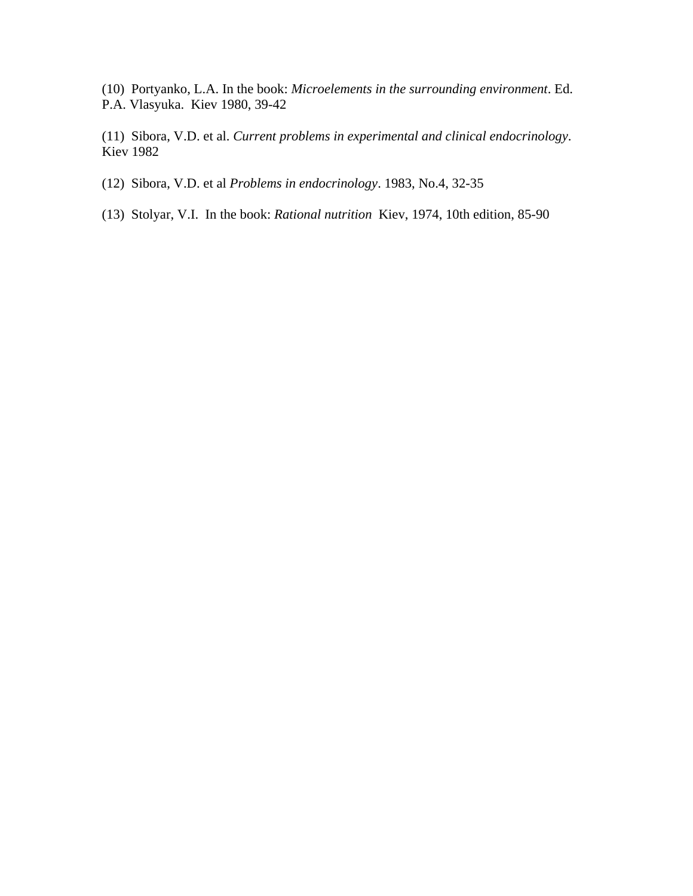(10) Portyanko, L.A. In the book: *Microelements in the surrounding environment*. Ed. P.A. Vlasyuka. Kiev 1980, 39-42

(11) Sibora, V.D. et al. *Current problems in experimental and clinical endocrinology*. Kiev 1982

(12) Sibora, V.D. et al *Problems in endocrinology*. 1983, No.4, 32-35

(13) Stolyar, V.I. In the book: *Rational nutrition* Kiev, 1974, 10th edition, 85-90